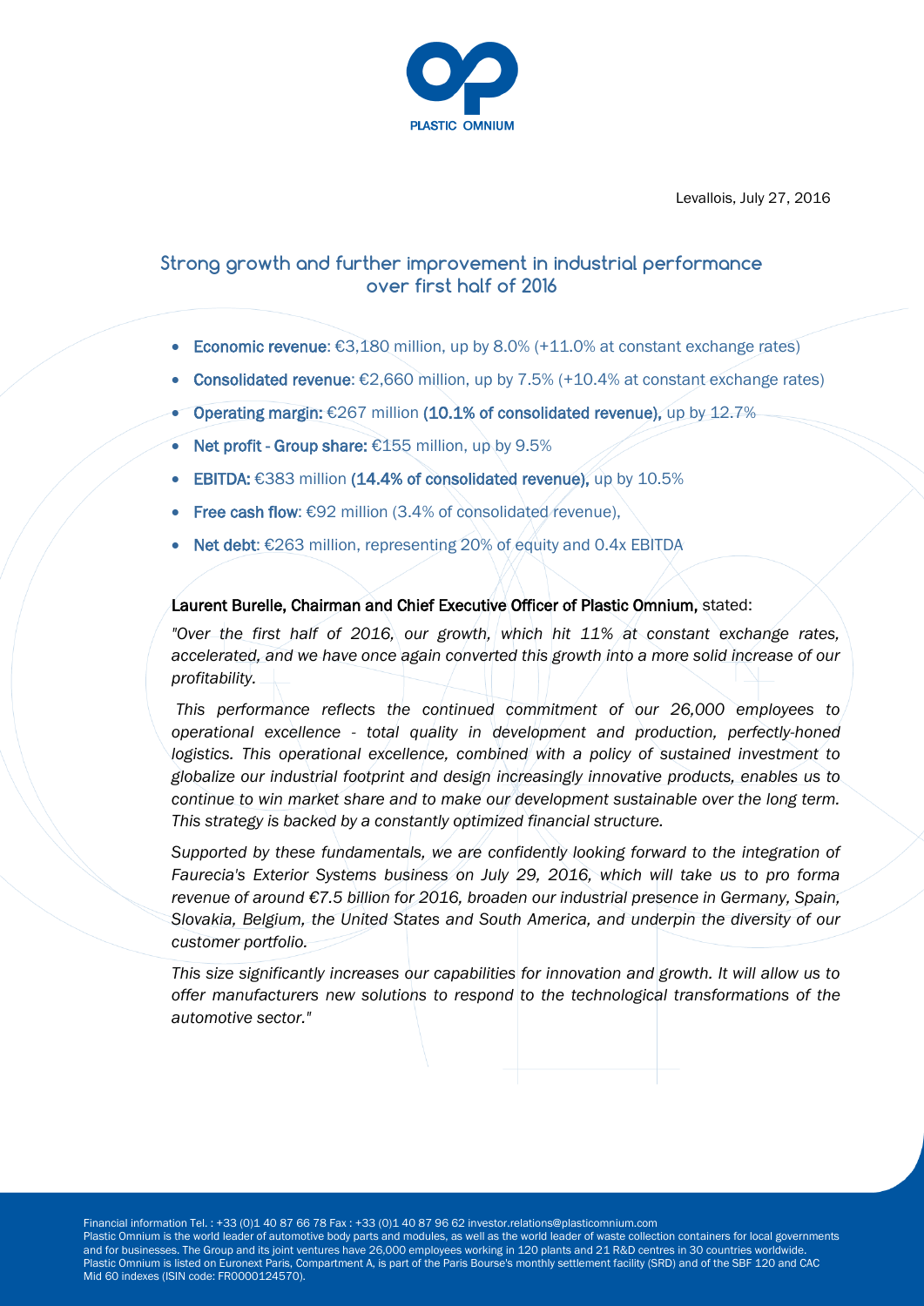Levallois, July 27, 2016

# Strong growth and further improvement in industrial performance over first half of 2016

- **Economic revenue**: €3,180 million, up by 8.0% (+11.0% at constant exchange rates)
- **Consolidated revenue**: €2,660 million, up by 7.5% (+10.4% at constant exchange rates)
- **Operating margin:** €267 million **(10.1% of consolidated revenue),** up by 12.7%
- **Net profit - Group share:** €155 million, up by 9.5%
- **EBITDA:** €383 million **(14.4% of consolidated revenue),** up by 10.5%
- **Free cash flow**: €92 million (3.4% of consolidated revenue),
- **Net debt**: €263 million, representing 20% of equity and 0.4x EBITDA

**Laurent Burelle, Chairman and Chief Executive Officer of Plastic Omnium,** stated:

*"Over the first half of 2016, our growth, which hit 11% at constant exchange rates, accelerated, and we have once again converted this growth into a more solid increase of our profitability.*

*This performance reflects the continued commitment of our 26,000 employees to operational excellence - total quality in development and production, perfectly-honed logistics. This operational excellence, combined with a policy of sustained investment to globalize our industrial footprint and design increasingly innovative products, enables us to continue to win market share and to make our development sustainable over the long term. This strategy is backed by a constantly optimized financial structure.*

*Supported by these fundamentals, we are confidently looking forward to the integration of Faurecia's Exterior Systems business on July 29, 2016, which will take us to pro forma revenue of around €7.5 billion for 2016, broaden our industrial presence in Germany, Spain, Slovakia, Belgium, the United States and South America, and underpin the diversity of our customer portfolio.*

*This size significantly increases our capabilities for innovation and growth. It will allow us to offer manufacturers new solutions to respond to the technological transformations of the automotive sector."*

Financial information Tel. : +33 (0)1 40 87 66 78 Fax : +33 (0)1 40 87 96 62 investor.relations@plasticomnium.com
Plastic Omnium is the world leader of automotive body parts and modules, as well as the world leader of waste collection containers for local governments and for businesses. The Group and its joint ventures have 26,000 employees working in 120 plants and 21 R&D centres in 30 countries worldwide. Plastic Omnium is listed on Euronext Paris, Compartment A, is part of the Paris Bourse's monthly settlement facility (SRD) and of the SBF 120 and CAC Mid 60 indexes (ISIN code: FR0000124570).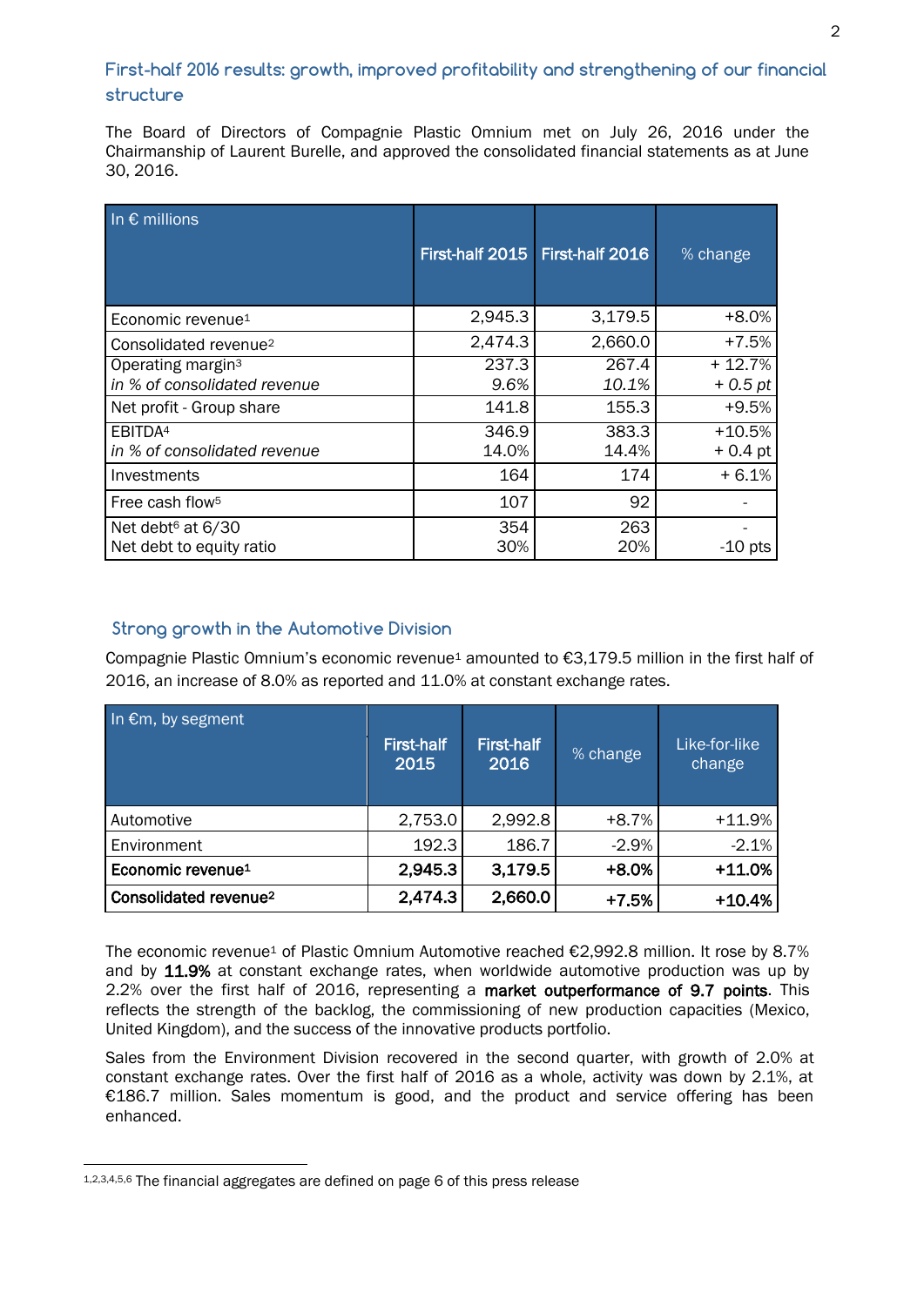## First-half 2016 results: growth, improved profitability and strengthening of our financial structure

The Board of Directors of Compagnie Plastic Omnium met on July 26, 2016 under the Chairmanship of Laurent Burelle, and approved the consolidated financial statements as at June 30, 2016.

| In € millions | First-half 2015 | First-half 2016 | % change |
|---|---|---|---|
| Economic revenue[1] | 2,945.3 | 3,179.5 | +8.0% |
| Consolidated revenue[2] | 2,474.3 | 2,660.0 | +7.5% |
| Operating margin[3]<br>*in % of consolidated revenue* | 237.3<br>*9.6%* | 267.4<br>*10.1%* | + 12.7%<br>*+ 0.5 pt* |
| Net profit - Group share | 141.8 | 155.3 | +9.5% |
| EBITDA[4]<br>*in % of consolidated revenue* | 346.9<br>14.0% | 383.3<br>14.4% | +10.5%<br>+ 0.4 pt |
| Investments | 164 | 174 | + 6.1% |
| Free cash flow[5] | 107 | 92 | - |
| Net debt[6] at 6/30<br>Net debt to equity ratio | 354<br>30% | 263<br>20% | -<br>-10 pts |

## Strong growth in the Automotive Division

Compagnie Plastic Omnium's economic revenue[1] amounted to €3,179.5 million in the first half of 2016, an increase of 8.0% as reported and 11.0% at constant exchange rates.

| In €m, by segment | First-half 2015 | First-half 2016 | % change | Like-for-like change |
|---|---|---|---|---|
| Automotive | 2,753.0 | 2,992.8 | +8.7% | +11.9% |
| Environment | 192.3 | 186.7 | -2.9% | -2.1% |
| **Economic revenue[1]** | **2,945.3** | **3,179.5** | **+8.0%** | **+11.0%** |
| **Consolidated revenue[2]** | **2,474.3** | **2,660.0** | **+7.5%** | **+10.4%** |

The economic revenue[1] of Plastic Omnium Automotive reached €2,992.8 million. It rose by 8.7% and by **11.9%** at constant exchange rates, when worldwide automotive production was up by 2.2% over the first half of 2016, representing a **market outperformance of 9.7 points**. This reflects the strength of the backlog, the commissioning of new production capacities (Mexico, United Kingdom), and the success of the innovative products portfolio.

Sales from the Environment Division recovered in the second quarter, with growth of 2.0% at constant exchange rates. Over the first half of 2016 as a whole, activity was down by 2.1%, at €186.7 million. Sales momentum is good, and the product and service offering has been enhanced.

---

[1,2,3,4,5,6] The financial aggregates are defined on page 6 of this press release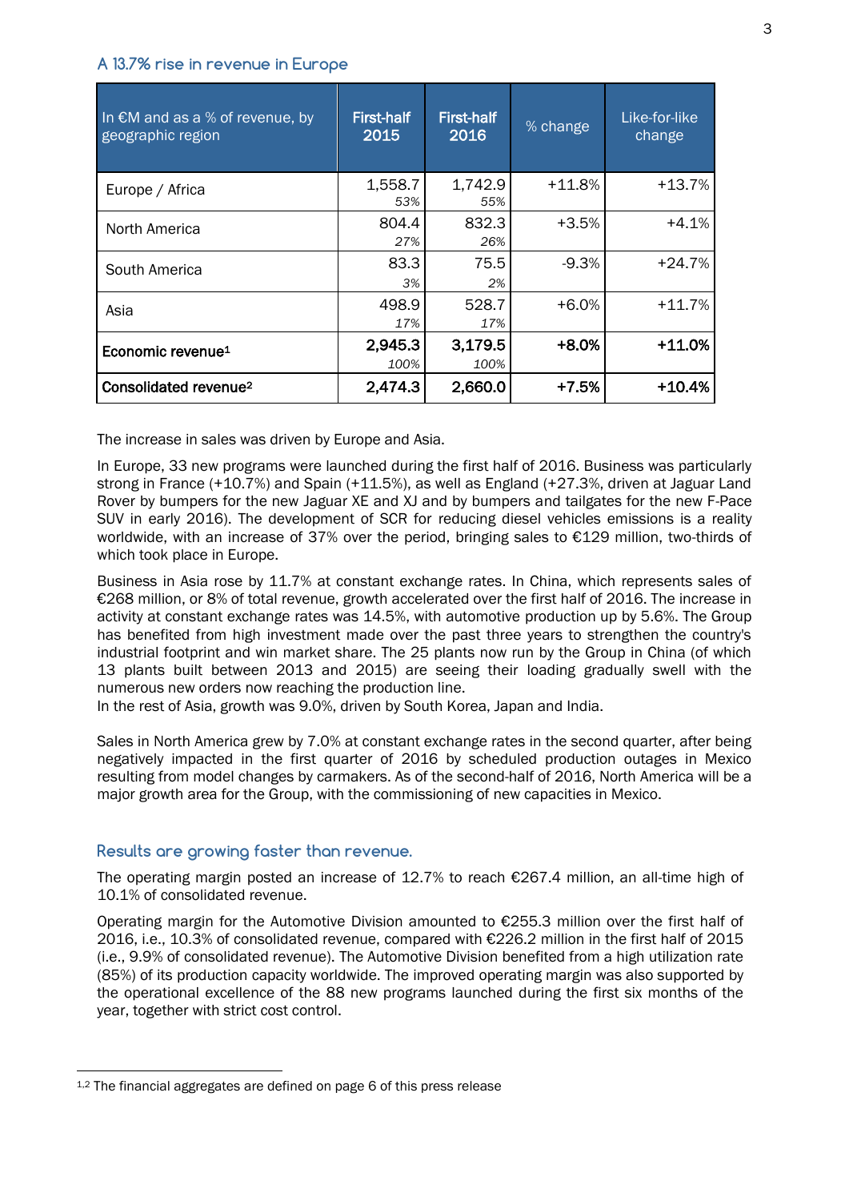## A 13.7% rise in revenue in Europe

| In €M and as a % of revenue, by geographic region | First-half 2015 | First-half 2016 | % change | Like-for-like change |
|---|---|---|---|---|
| Europe / Africa | 1,558.7<br>*53%* | 1,742.9<br>*55%* | +11.8% | +13.7% |
| North America | 804.4<br>*27%* | 832.3<br>*26%* | +3.5% | +4.1% |
| South America | 83.3<br>*3%* | 75.5<br>*2%* | -9.3% | +24.7% |
| Asia | 498.9<br>*17%* | 528.7<br>*17%* | +6.0% | +11.7% |
| **Economic revenue[1]** | **2,945.3**<br>*100%* | **3,179.5**<br>*100%* | **+8.0%** | **+11.0%** |
| **Consolidated revenue[2]** | **2,474.3** | **2,660.0** | **+7.5%** | **+10.4%** |

The increase in sales was driven by Europe and Asia.

In Europe, 33 new programs were launched during the first half of 2016. Business was particularly strong in France (+10.7%) and Spain (+11.5%), as well as England (+27.3%, driven at Jaguar Land Rover by bumpers for the new Jaguar XE and XJ and by bumpers and tailgates for the new F-Pace SUV in early 2016). The development of SCR for reducing diesel vehicles emissions is a reality worldwide, with an increase of 37% over the period, bringing sales to €129 million, two-thirds of which took place in Europe.

Business in Asia rose by 11.7% at constant exchange rates. In China, which represents sales of €268 million, or 8% of total revenue, growth accelerated over the first half of 2016. The increase in activity at constant exchange rates was 14.5%, with automotive production up by 5.6%. The Group has benefited from high investment made over the past three years to strengthen the country's industrial footprint and win market share. The 25 plants now run by the Group in China (of which 13 plants built between 2013 and 2015) are seeing their loading gradually swell with the numerous new orders now reaching the production line.
In the rest of Asia, growth was 9.0%, driven by South Korea, Japan and India.

Sales in North America grew by 7.0% at constant exchange rates in the second quarter, after being negatively impacted in the first quarter of 2016 by scheduled production outages in Mexico resulting from model changes by carmakers. As of the second-half of 2016, North America will be a major growth area for the Group, with the commissioning of new capacities in Mexico.

## Results are growing faster than revenue.

The operating margin posted an increase of 12.7% to reach €267.4 million, an all-time high of 10.1% of consolidated revenue.

Operating margin for the Automotive Division amounted to €255.3 million over the first half of 2016, i.e., 10.3% of consolidated revenue, compared with €226.2 million in the first half of 2015 (i.e., 9.9% of consolidated revenue). The Automotive Division benefited from a high utilization rate (85%) of its production capacity worldwide. The improved operating margin was also supported by the operational excellence of the 88 new programs launched during the first six months of the year, together with strict cost control.

---

[1,2] The financial aggregates are defined on page 6 of this press release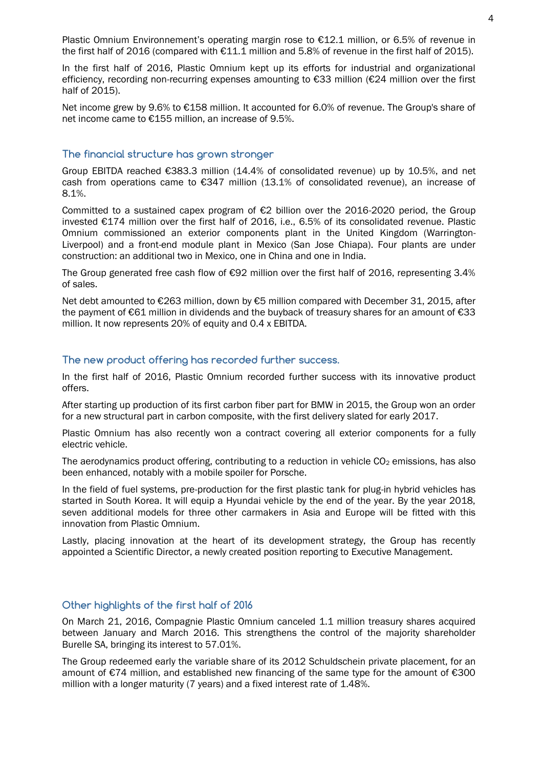Plastic Omnium Environnement's operating margin rose to €12.1 million, or 6.5% of revenue in the first half of 2016 (compared with €11.1 million and 5.8% of revenue in the first half of 2015).

In the first half of 2016, Plastic Omnium kept up its efforts for industrial and organizational efficiency, recording non-recurring expenses amounting to €33 million (€24 million over the first half of 2015).

Net income grew by 9.6% to €158 million. It accounted for 6.0% of revenue. The Group's share of net income came to €155 million, an increase of 9.5%.

## The financial structure has grown stronger

Group EBITDA reached €383.3 million (14.4% of consolidated revenue) up by 10.5%, and net cash from operations came to €347 million (13.1% of consolidated revenue), an increase of 8.1%.

Committed to a sustained capex program of €2 billion over the 2016-2020 period, the Group invested €174 million over the first half of 2016, i.e., 6.5% of its consolidated revenue. Plastic Omnium commissioned an exterior components plant in the United Kingdom (Warrington-Liverpool) and a front-end module plant in Mexico (San Jose Chiapa). Four plants are under construction: an additional two in Mexico, one in China and one in India.

The Group generated free cash flow of €92 million over the first half of 2016, representing 3.4% of sales.

Net debt amounted to €263 million, down by €5 million compared with December 31, 2015, after the payment of €61 million in dividends and the buyback of treasury shares for an amount of €33 million. It now represents 20% of equity and 0.4 x EBITDA.

## The new product offering has recorded further success.

In the first half of 2016, Plastic Omnium recorded further success with its innovative product offers.

After starting up production of its first carbon fiber part for BMW in 2015, the Group won an order for a new structural part in carbon composite, with the first delivery slated for early 2017.

Plastic Omnium has also recently won a contract covering all exterior components for a fully electric vehicle.

The aerodynamics product offering, contributing to a reduction in vehicle $CO_2$ emissions, has also been enhanced, notably with a mobile spoiler for Porsche.

In the field of fuel systems, pre-production for the first plastic tank for plug-in hybrid vehicles has started in South Korea. It will equip a Hyundai vehicle by the end of the year. By the year 2018, seven additional models for three other carmakers in Asia and Europe will be fitted with this innovation from Plastic Omnium.

Lastly, placing innovation at the heart of its development strategy, the Group has recently appointed a Scientific Director, a newly created position reporting to Executive Management.

## Other highlights of the first half of 2016

On March 21, 2016, Compagnie Plastic Omnium canceled 1.1 million treasury shares acquired between January and March 2016. This strengthens the control of the majority shareholder Burelle SA, bringing its interest to 57.01%.

The Group redeemed early the variable share of its 2012 Schuldschein private placement, for an amount of €74 million, and established new financing of the same type for the amount of €300 million with a longer maturity (7 years) and a fixed interest rate of 1.48%.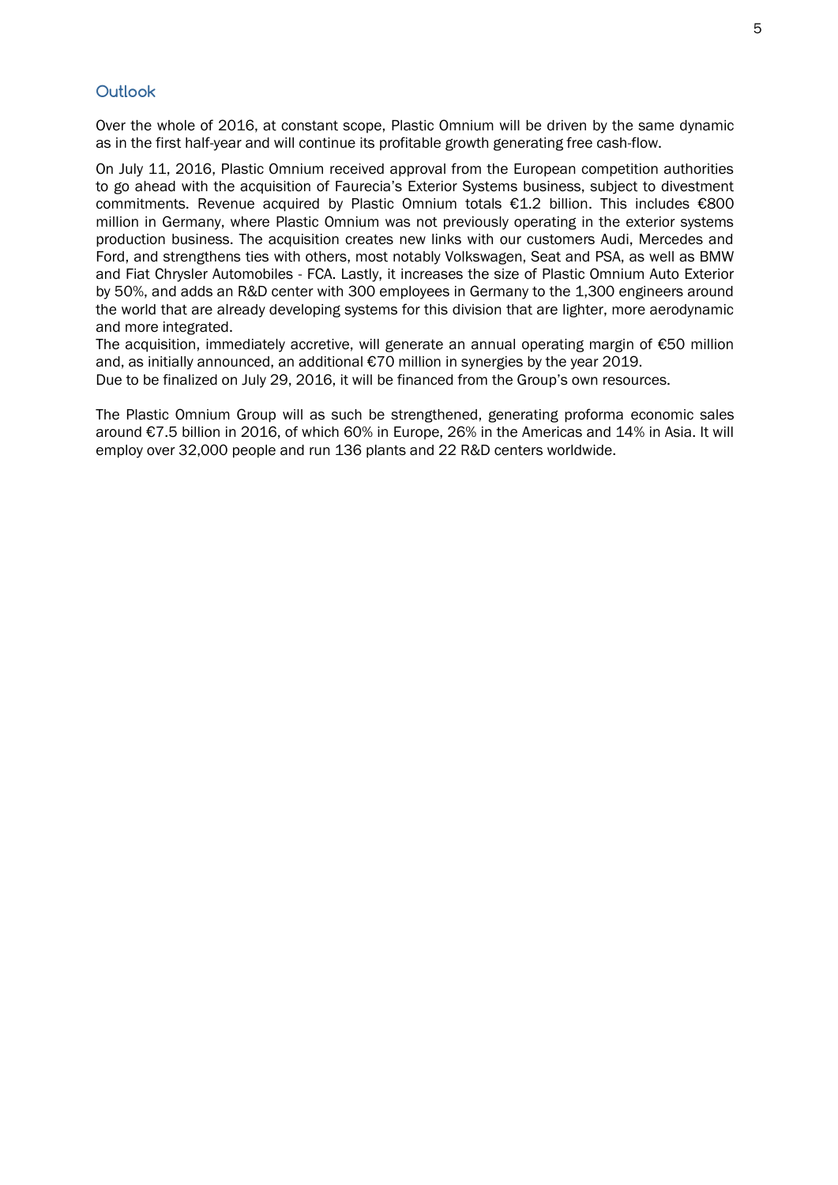## Outlook

Over the whole of 2016, at constant scope, Plastic Omnium will be driven by the same dynamic as in the first half-year and will continue its profitable growth generating free cash-flow.

On July 11, 2016, Plastic Omnium received approval from the European competition authorities to go ahead with the acquisition of Faurecia's Exterior Systems business, subject to divestment commitments. Revenue acquired by Plastic Omnium totals €1.2 billion. This includes €800 million in Germany, where Plastic Omnium was not previously operating in the exterior systems production business. The acquisition creates new links with our customers Audi, Mercedes and Ford, and strengthens ties with others, most notably Volkswagen, Seat and PSA, as well as BMW and Fiat Chrysler Automobiles - FCA. Lastly, it increases the size of Plastic Omnium Auto Exterior by 50%, and adds an R&D center with 300 employees in Germany to the 1,300 engineers around the world that are already developing systems for this division that are lighter, more aerodynamic and more integrated.

The acquisition, immediately accretive, will generate an annual operating margin of €50 million and, as initially announced, an additional €70 million in synergies by the year 2019.

Due to be finalized on July 29, 2016, it will be financed from the Group's own resources.

The Plastic Omnium Group will as such be strengthened, generating proforma economic sales around €7.5 billion in 2016, of which 60% in Europe, 26% in the Americas and 14% in Asia. It will employ over 32,000 people and run 136 plants and 22 R&D centers worldwide.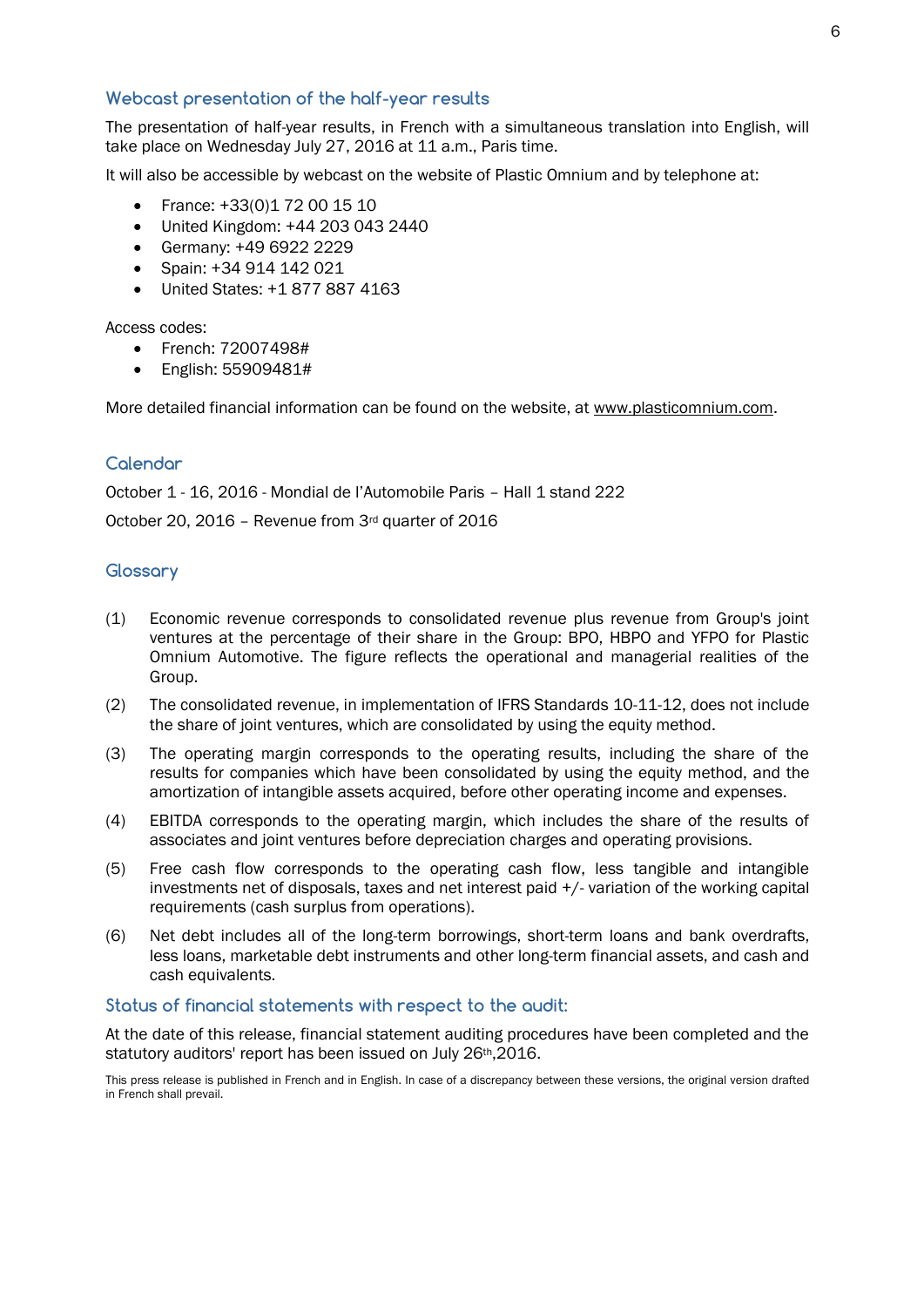## Webcast presentation of the half-year results

The presentation of half-year results, in French with a simultaneous translation into English, will take place on Wednesday July 27, 2016 at 11 a.m., Paris time.

It will also be accessible by webcast on the website of Plastic Omnium and by telephone at:

- France: +33(0)1 72 00 15 10
- United Kingdom: +44 203 043 2440
- Germany: +49 6922 2229
- Spain: +34 914 142 021
- United States: +1 877 887 4163

Access codes:

- French: 72007498#
- English: 55909481#

More detailed financial information can be found on the website, at www.plasticomnium.com.

## Calendar

October 1 - 16, 2016 - Mondial de l'Automobile Paris – Hall 1 stand 222

October 20, 2016 – Revenue from 3rd quarter of 2016

## Glossary

(1) Economic revenue corresponds to consolidated revenue plus revenue from Group's joint ventures at the percentage of their share in the Group: BPO, HBPO and YFPO for Plastic Omnium Automotive. The figure reflects the operational and managerial realities of the Group.

(2) The consolidated revenue, in implementation of IFRS Standards 10-11-12, does not include the share of joint ventures, which are consolidated by using the equity method.

(3) The operating margin corresponds to the operating results, including the share of the results for companies which have been consolidated by using the equity method, and the amortization of intangible assets acquired, before other operating income and expenses.

(4) EBITDA corresponds to the operating margin, which includes the share of the results of associates and joint ventures before depreciation charges and operating provisions.

(5) Free cash flow corresponds to the operating cash flow, less tangible and intangible investments net of disposals, taxes and net interest paid +/- variation of the working capital requirements (cash surplus from operations).

(6) Net debt includes all of the long-term borrowings, short-term loans and bank overdrafts, less loans, marketable debt instruments and other long-term financial assets, and cash and cash equivalents.

## Status of financial statements with respect to the audit:

At the date of this release, financial statement auditing procedures have been completed and the statutory auditors' report has been issued on July 26th,2016.

This press release is published in French and in English. In case of a discrepancy between these versions, the original version drafted in French shall prevail.